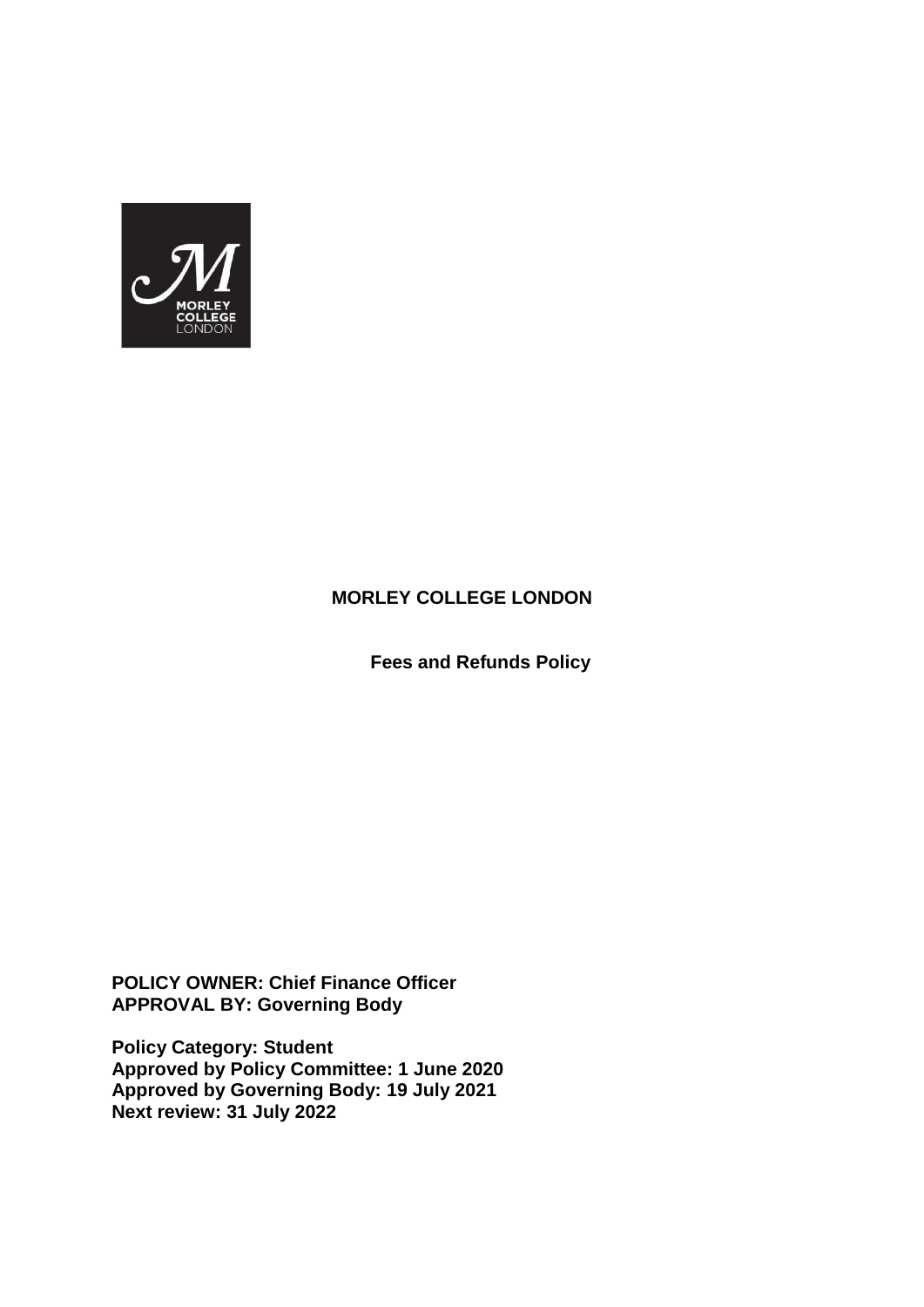# MORLEY COLLEGE LONDON

## Fees and Refunds Policy

**POLICY OWNER: Chief Finance Officer**
**APPROVAL BY: Governing Body**

**Policy Category: Student**
**Approved by Policy Committee: 1 June 2020**
**Approved by Governing Body: 19 July 2021**
**Next review: 31 July 2022**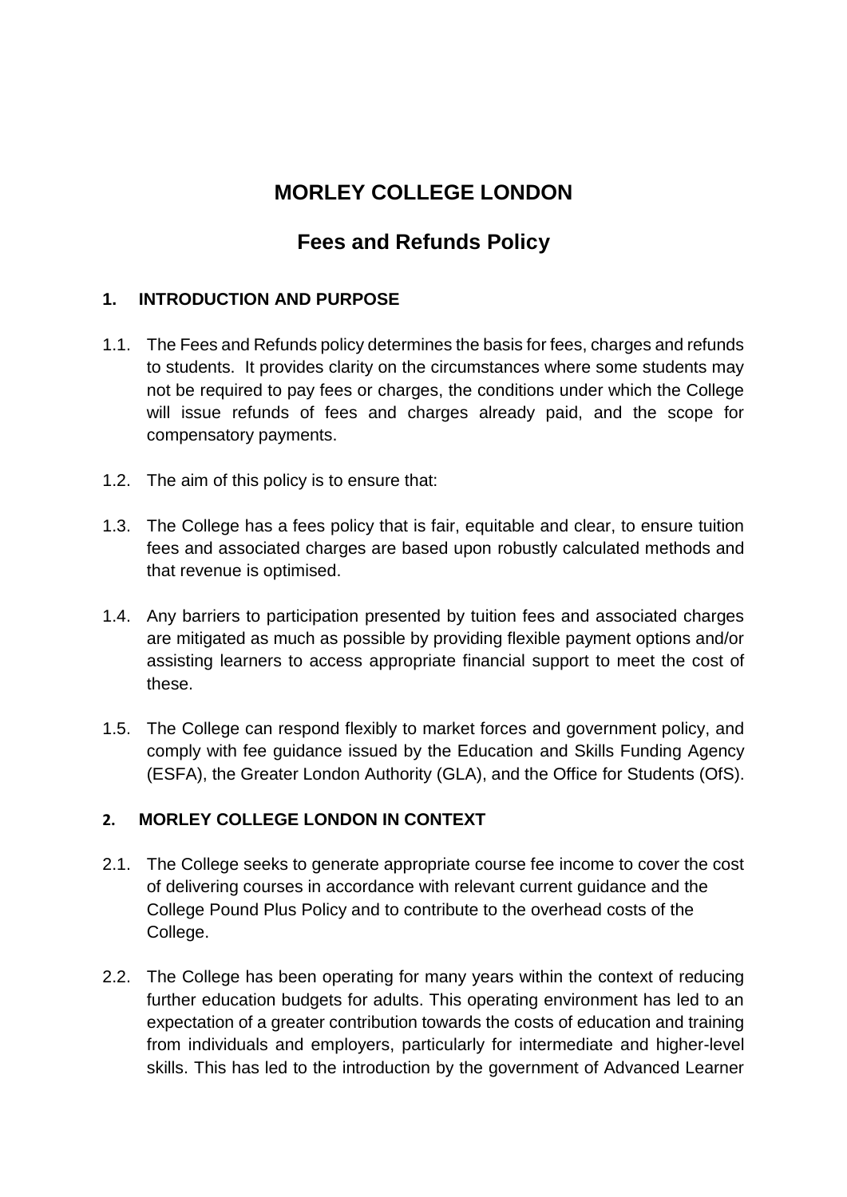# MORLEY COLLEGE LONDON

## Fees and Refunds Policy

### 1. INTRODUCTION AND PURPOSE

1.1. The Fees and Refunds policy determines the basis for fees, charges and refunds to students. It provides clarity on the circumstances where some students may not be required to pay fees or charges, the conditions under which the College will issue refunds of fees and charges already paid, and the scope for compensatory payments.

1.2. The aim of this policy is to ensure that:

1.3. The College has a fees policy that is fair, equitable and clear, to ensure tuition fees and associated charges are based upon robustly calculated methods and that revenue is optimised.

1.4. Any barriers to participation presented by tuition fees and associated charges are mitigated as much as possible by providing flexible payment options and/or assisting learners to access appropriate financial support to meet the cost of these.

1.5. The College can respond flexibly to market forces and government policy, and comply with fee guidance issued by the Education and Skills Funding Agency (ESFA), the Greater London Authority (GLA), and the Office for Students (OfS).

### 2. MORLEY COLLEGE LONDON IN CONTEXT

2.1. The College seeks to generate appropriate course fee income to cover the cost of delivering courses in accordance with relevant current guidance and the College Pound Plus Policy and to contribute to the overhead costs of the College.

2.2. The College has been operating for many years within the context of reducing further education budgets for adults. This operating environment has led to an expectation of a greater contribution towards the costs of education and training from individuals and employers, particularly for intermediate and higher-level skills. This has led to the introduction by the government of Advanced Learner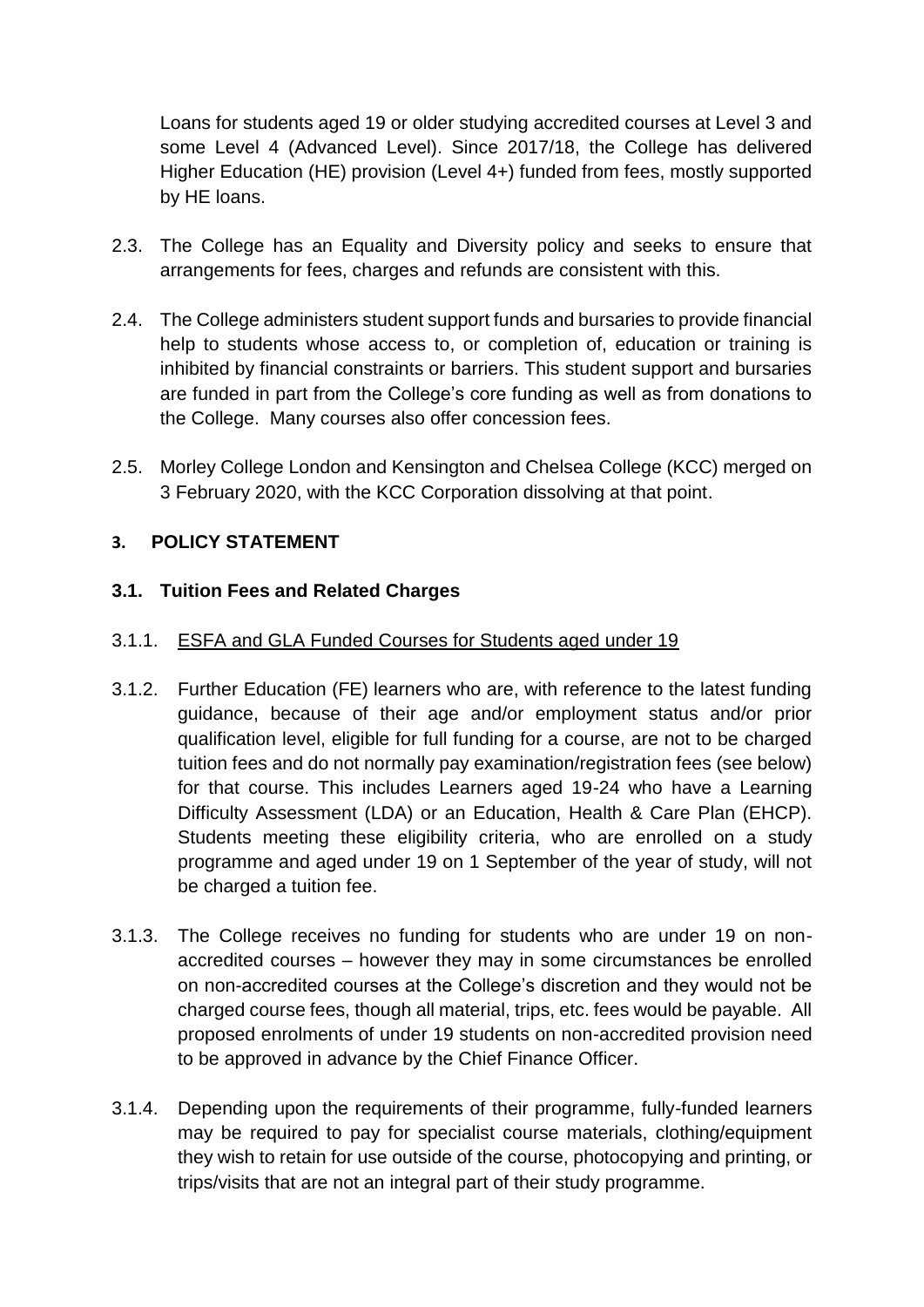Loans for students aged 19 or older studying accredited courses at Level 3 and some Level 4 (Advanced Level). Since 2017/18, the College has delivered Higher Education (HE) provision (Level 4+) funded from fees, mostly supported by HE loans.

2.3. The College has an Equality and Diversity policy and seeks to ensure that arrangements for fees, charges and refunds are consistent with this.

2.4. The College administers student support funds and bursaries to provide financial help to students whose access to, or completion of, education or training is inhibited by financial constraints or barriers. This student support and bursaries are funded in part from the College's core funding as well as from donations to the College. Many courses also offer concession fees.

2.5. Morley College London and Kensington and Chelsea College (KCC) merged on 3 February 2020, with the KCC Corporation dissolving at that point.

## 3. POLICY STATEMENT

### 3.1. Tuition Fees and Related Charges

3.1.1. <u>ESFA and GLA Funded Courses for Students aged under 19</u>

3.1.2. Further Education (FE) learners who are, with reference to the latest funding guidance, because of their age and/or employment status and/or prior qualification level, eligible for full funding for a course, are not to be charged tuition fees and do not normally pay examination/registration fees (see below) for that course. This includes Learners aged 19-24 who have a Learning Difficulty Assessment (LDA) or an Education, Health & Care Plan (EHCP). Students meeting these eligibility criteria, who are enrolled on a study programme and aged under 19 on 1 September of the year of study, will not be charged a tuition fee.

3.1.3. The College receives no funding for students who are under 19 on non-accredited courses – however they may in some circumstances be enrolled on non-accredited courses at the College's discretion and they would not be charged course fees, though all material, trips, etc. fees would be payable. All proposed enrolments of under 19 students on non-accredited provision need to be approved in advance by the Chief Finance Officer.

3.1.4. Depending upon the requirements of their programme, fully-funded learners may be required to pay for specialist course materials, clothing/equipment they wish to retain for use outside of the course, photocopying and printing, or trips/visits that are not an integral part of their study programme.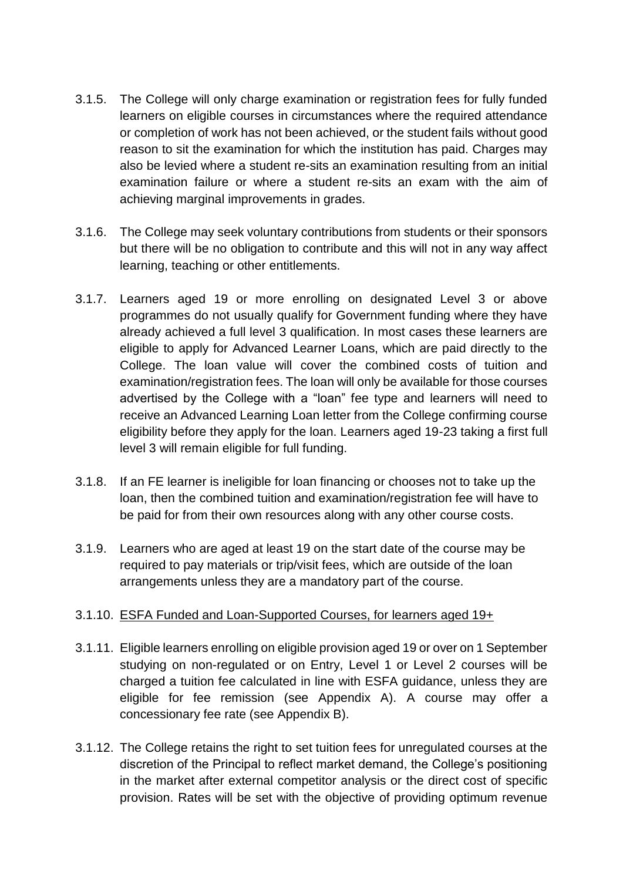3.1.5. The College will only charge examination or registration fees for fully funded learners on eligible courses in circumstances where the required attendance or completion of work has not been achieved, or the student fails without good reason to sit the examination for which the institution has paid. Charges may also be levied where a student re-sits an examination resulting from an initial examination failure or where a student re-sits an exam with the aim of achieving marginal improvements in grades.

3.1.6. The College may seek voluntary contributions from students or their sponsors but there will be no obligation to contribute and this will not in any way affect learning, teaching or other entitlements.

3.1.7. Learners aged 19 or more enrolling on designated Level 3 or above programmes do not usually qualify for Government funding where they have already achieved a full level 3 qualification. In most cases these learners are eligible to apply for Advanced Learner Loans, which are paid directly to the College. The loan value will cover the combined costs of tuition and examination/registration fees. The loan will only be available for those courses advertised by the College with a "loan" fee type and learners will need to receive an Advanced Learning Loan letter from the College confirming course eligibility before they apply for the loan. Learners aged 19-23 taking a first full level 3 will remain eligible for full funding.

3.1.8. If an FE learner is ineligible for loan financing or chooses not to take up the loan, then the combined tuition and examination/registration fee will have to be paid for from their own resources along with any other course costs.

3.1.9. Learners who are aged at least 19 on the start date of the course may be required to pay materials or trip/visit fees, which are outside of the loan arrangements unless they are a mandatory part of the course.

3.1.10. <u>ESFA Funded and Loan-Supported Courses, for learners aged 19+</u>

3.1.11. Eligible learners enrolling on eligible provision aged 19 or over on 1 September studying on non-regulated or on Entry, Level 1 or Level 2 courses will be charged a tuition fee calculated in line with ESFA guidance, unless they are eligible for fee remission (see Appendix A). A course may offer a concessionary fee rate (see Appendix B).

3.1.12. The College retains the right to set tuition fees for unregulated courses at the discretion of the Principal to reflect market demand, the College's positioning in the market after external competitor analysis or the direct cost of specific provision. Rates will be set with the objective of providing optimum revenue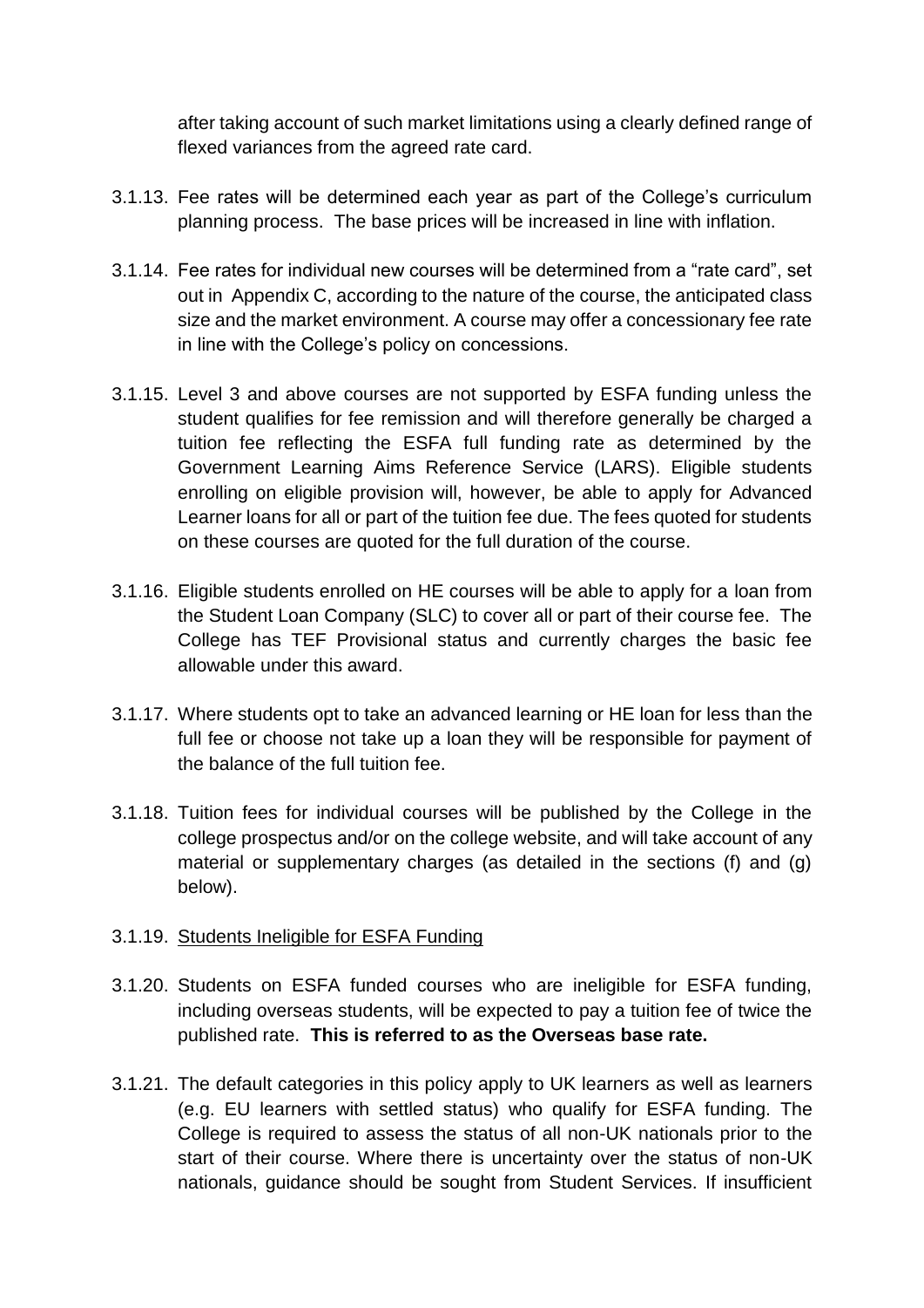after taking account of such market limitations using a clearly defined range of flexed variances from the agreed rate card.

3.1.13. Fee rates will be determined each year as part of the College's curriculum planning process. The base prices will be increased in line with inflation.

3.1.14. Fee rates for individual new courses will be determined from a "rate card", set out in Appendix C, according to the nature of the course, the anticipated class size and the market environment. A course may offer a concessionary fee rate in line with the College's policy on concessions.

3.1.15. Level 3 and above courses are not supported by ESFA funding unless the student qualifies for fee remission and will therefore generally be charged a tuition fee reflecting the ESFA full funding rate as determined by the Government Learning Aims Reference Service (LARS). Eligible students enrolling on eligible provision will, however, be able to apply for Advanced Learner loans for all or part of the tuition fee due. The fees quoted for students on these courses are quoted for the full duration of the course.

3.1.16. Eligible students enrolled on HE courses will be able to apply for a loan from the Student Loan Company (SLC) to cover all or part of their course fee. The College has TEF Provisional status and currently charges the basic fee allowable under this award.

3.1.17. Where students opt to take an advanced learning or HE loan for less than the full fee or choose not take up a loan they will be responsible for payment of the balance of the full tuition fee.

3.1.18. Tuition fees for individual courses will be published by the College in the college prospectus and/or on the college website, and will take account of any material or supplementary charges (as detailed in the sections (f) and (g) below).

3.1.19. Students Ineligible for ESFA Funding

3.1.20. Students on ESFA funded courses who are ineligible for ESFA funding, including overseas students, will be expected to pay a tuition fee of twice the published rate. **This is referred to as the Overseas base rate.**

3.1.21. The default categories in this policy apply to UK learners as well as learners (e.g. EU learners with settled status) who qualify for ESFA funding. The College is required to assess the status of all non-UK nationals prior to the start of their course. Where there is uncertainty over the status of non-UK nationals, guidance should be sought from Student Services. If insufficient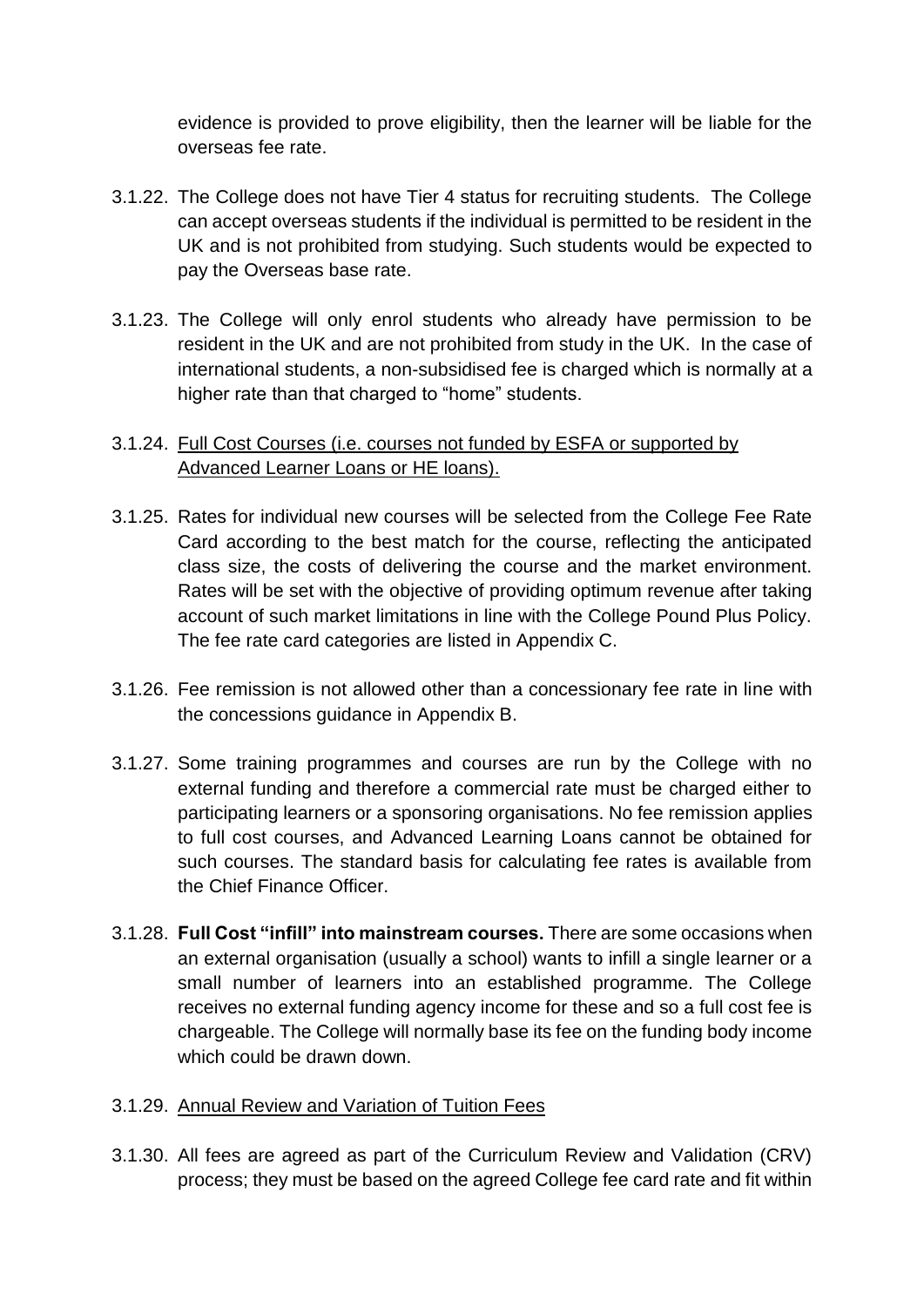evidence is provided to prove eligibility, then the learner will be liable for the overseas fee rate.

3.1.22. The College does not have Tier 4 status for recruiting students. The College can accept overseas students if the individual is permitted to be resident in the UK and is not prohibited from studying. Such students would be expected to pay the Overseas base rate.

3.1.23. The College will only enrol students who already have permission to be resident in the UK and are not prohibited from study in the UK. In the case of international students, a non-subsidised fee is charged which is normally at a higher rate than that charged to "home" students.

3.1.24. <u>Full Cost Courses (i.e. courses not funded by ESFA or supported by Advanced Learner Loans or HE loans).</u>

3.1.25. Rates for individual new courses will be selected from the College Fee Rate Card according to the best match for the course, reflecting the anticipated class size, the costs of delivering the course and the market environment. Rates will be set with the objective of providing optimum revenue after taking account of such market limitations in line with the College Pound Plus Policy. The fee rate card categories are listed in Appendix C.

3.1.26. Fee remission is not allowed other than a concessionary fee rate in line with the concessions guidance in Appendix B.

3.1.27. Some training programmes and courses are run by the College with no external funding and therefore a commercial rate must be charged either to participating learners or a sponsoring organisations. No fee remission applies to full cost courses, and Advanced Learning Loans cannot be obtained for such courses. The standard basis for calculating fee rates is available from the Chief Finance Officer.

3.1.28. **Full Cost "infill" into mainstream courses.** There are some occasions when an external organisation (usually a school) wants to infill a single learner or a small number of learners into an established programme. The College receives no external funding agency income for these and so a full cost fee is chargeable. The College will normally base its fee on the funding body income which could be drawn down.

3.1.29. <u>Annual Review and Variation of Tuition Fees</u>

3.1.30. All fees are agreed as part of the Curriculum Review and Validation (CRV) process; they must be based on the agreed College fee card rate and fit within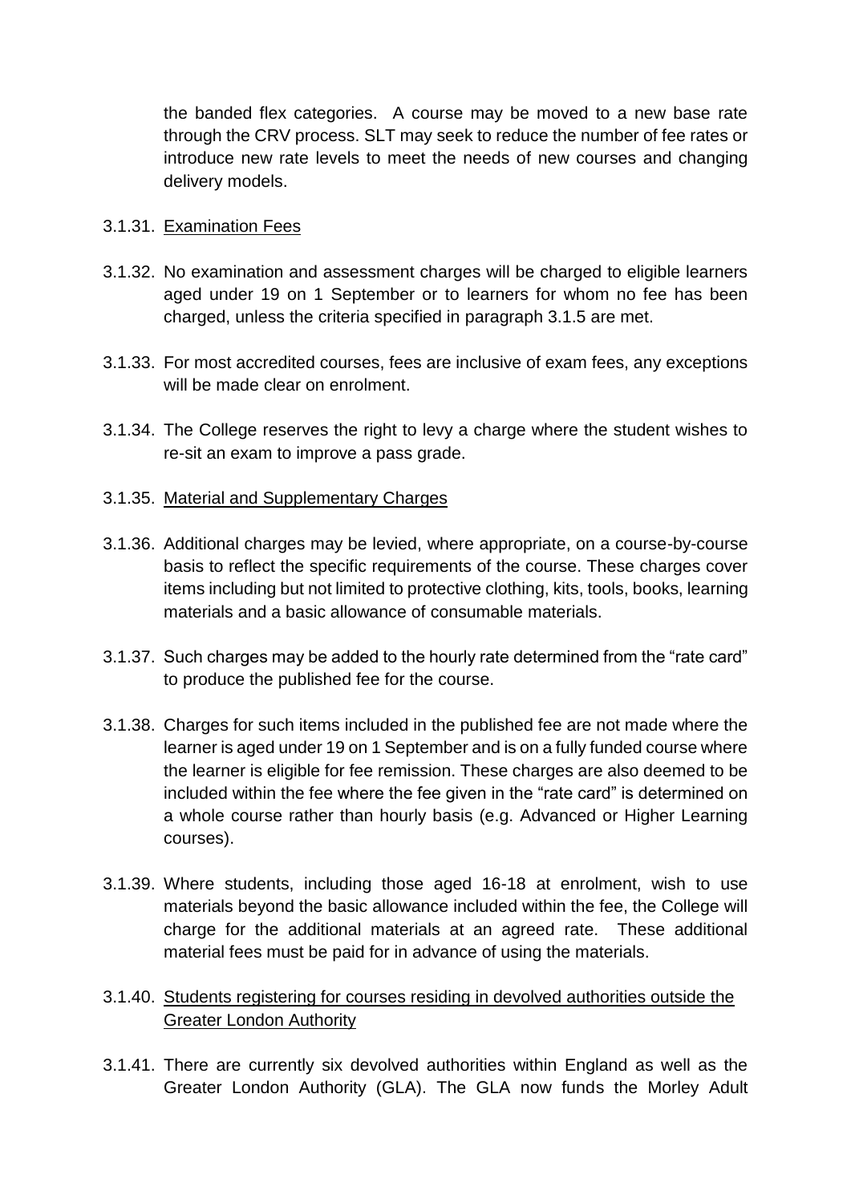the banded flex categories. A course may be moved to a new base rate through the CRV process. SLT may seek to reduce the number of fee rates or introduce new rate levels to meet the needs of new courses and changing delivery models.

3.1.31. Examination Fees

3.1.32. No examination and assessment charges will be charged to eligible learners aged under 19 on 1 September or to learners for whom no fee has been charged, unless the criteria specified in paragraph 3.1.5 are met.

3.1.33. For most accredited courses, fees are inclusive of exam fees, any exceptions will be made clear on enrolment.

3.1.34. The College reserves the right to levy a charge where the student wishes to re-sit an exam to improve a pass grade.

3.1.35. Material and Supplementary Charges

3.1.36. Additional charges may be levied, where appropriate, on a course-by-course basis to reflect the specific requirements of the course. These charges cover items including but not limited to protective clothing, kits, tools, books, learning materials and a basic allowance of consumable materials.

3.1.37. Such charges may be added to the hourly rate determined from the "rate card" to produce the published fee for the course.

3.1.38. Charges for such items included in the published fee are not made where the learner is aged under 19 on 1 September and is on a fully funded course where the learner is eligible for fee remission. These charges are also deemed to be included within the fee where the fee given in the "rate card" is determined on a whole course rather than hourly basis (e.g. Advanced or Higher Learning courses).

3.1.39. Where students, including those aged 16-18 at enrolment, wish to use materials beyond the basic allowance included within the fee, the College will charge for the additional materials at an agreed rate. These additional material fees must be paid for in advance of using the materials.

3.1.40. Students registering for courses residing in devolved authorities outside the Greater London Authority

3.1.41. There are currently six devolved authorities within England as well as the Greater London Authority (GLA). The GLA now funds the Morley Adult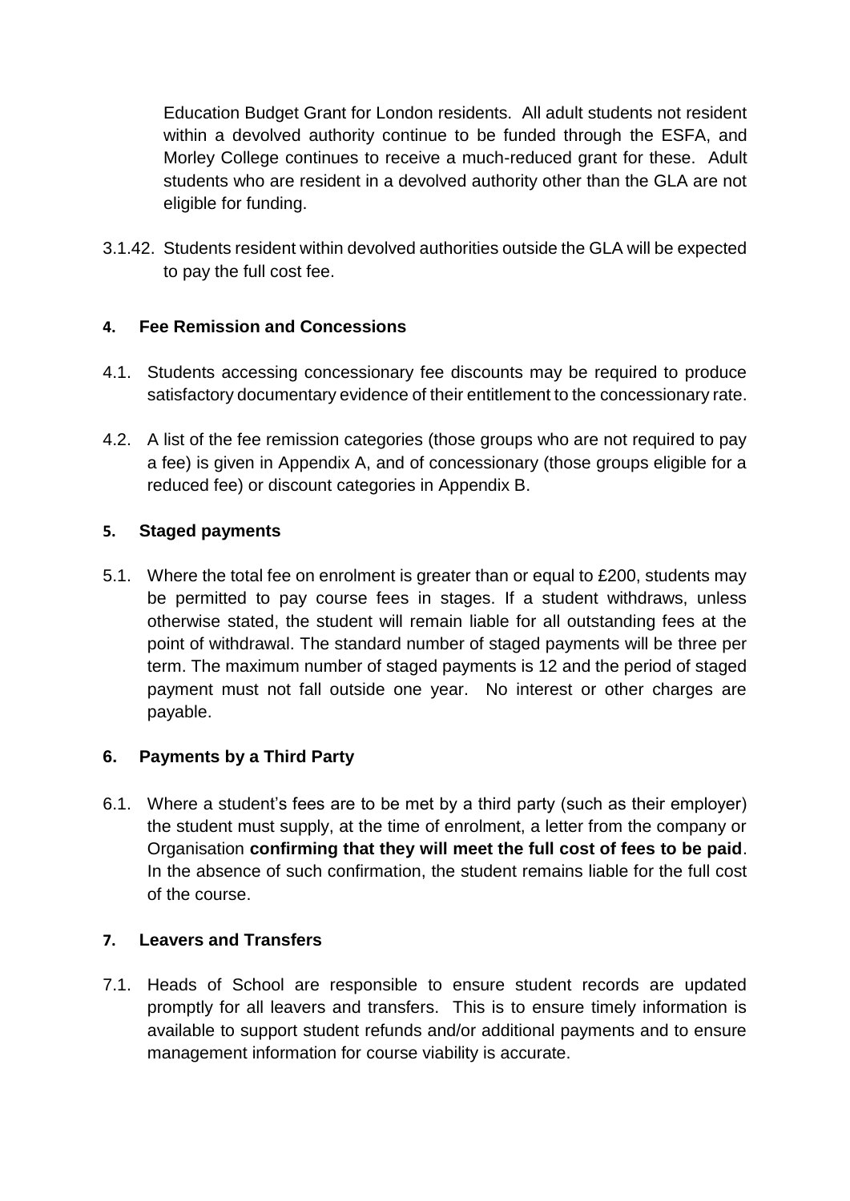Education Budget Grant for London residents. All adult students not resident within a devolved authority continue to be funded through the ESFA, and Morley College continues to receive a much-reduced grant for these. Adult students who are resident in a devolved authority other than the GLA are not eligible for funding.

3.1.42. Students resident within devolved authorities outside the GLA will be expected to pay the full cost fee.

## 4. Fee Remission and Concessions

4.1. Students accessing concessionary fee discounts may be required to produce satisfactory documentary evidence of their entitlement to the concessionary rate.

4.2. A list of the fee remission categories (those groups who are not required to pay a fee) is given in Appendix A, and of concessionary (those groups eligible for a reduced fee) or discount categories in Appendix B.

## 5. Staged payments

5.1. Where the total fee on enrolment is greater than or equal to £200, students may be permitted to pay course fees in stages. If a student withdraws, unless otherwise stated, the student will remain liable for all outstanding fees at the point of withdrawal. The standard number of staged payments will be three per term. The maximum number of staged payments is 12 and the period of staged payment must not fall outside one year. No interest or other charges are payable.

## 6. Payments by a Third Party

6.1. Where a student's fees are to be met by a third party (such as their employer) the student must supply, at the time of enrolment, a letter from the company or Organisation **confirming that they will meet the full cost of fees to be paid**. In the absence of such confirmation, the student remains liable for the full cost of the course.

## 7. Leavers and Transfers

7.1. Heads of School are responsible to ensure student records are updated promptly for all leavers and transfers. This is to ensure timely information is available to support student refunds and/or additional payments and to ensure management information for course viability is accurate.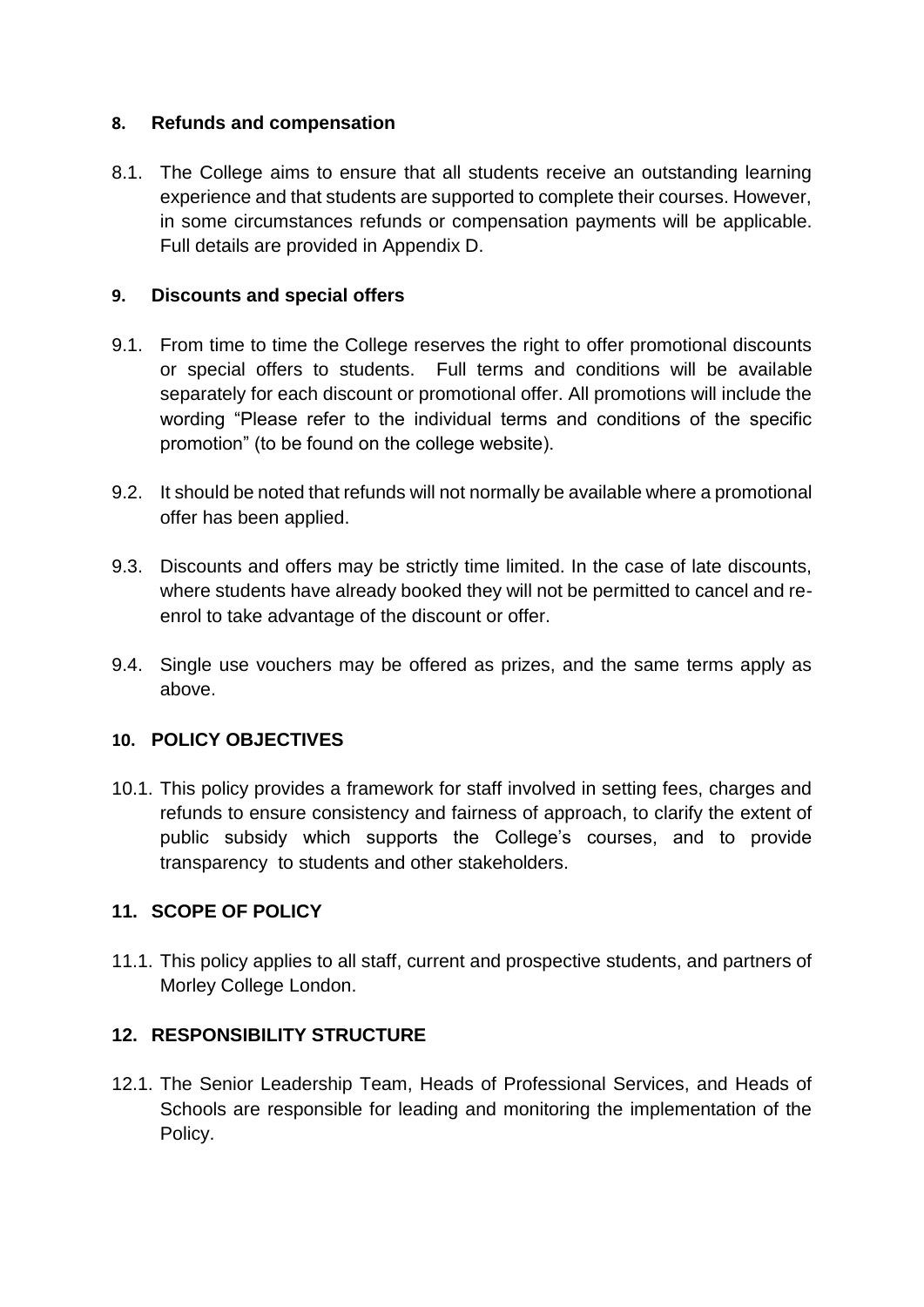## 8. Refunds and compensation

8.1. The College aims to ensure that all students receive an outstanding learning experience and that students are supported to complete their courses. However, in some circumstances refunds or compensation payments will be applicable. Full details are provided in Appendix D.

## 9. Discounts and special offers

9.1. From time to time the College reserves the right to offer promotional discounts or special offers to students. Full terms and conditions will be available separately for each discount or promotional offer. All promotions will include the wording "Please refer to the individual terms and conditions of the specific promotion" (to be found on the college website).

9.2. It should be noted that refunds will not normally be available where a promotional offer has been applied.

9.3. Discounts and offers may be strictly time limited. In the case of late discounts, where students have already booked they will not be permitted to cancel and re-enrol to take advantage of the discount or offer.

9.4. Single use vouchers may be offered as prizes, and the same terms apply as above.

## 10. POLICY OBJECTIVES

10.1. This policy provides a framework for staff involved in setting fees, charges and refunds to ensure consistency and fairness of approach, to clarify the extent of public subsidy which supports the College's courses, and to provide transparency to students and other stakeholders.

## 11. SCOPE OF POLICY

11.1. This policy applies to all staff, current and prospective students, and partners of Morley College London.

## 12. RESPONSIBILITY STRUCTURE

12.1. The Senior Leadership Team, Heads of Professional Services, and Heads of Schools are responsible for leading and monitoring the implementation of the Policy.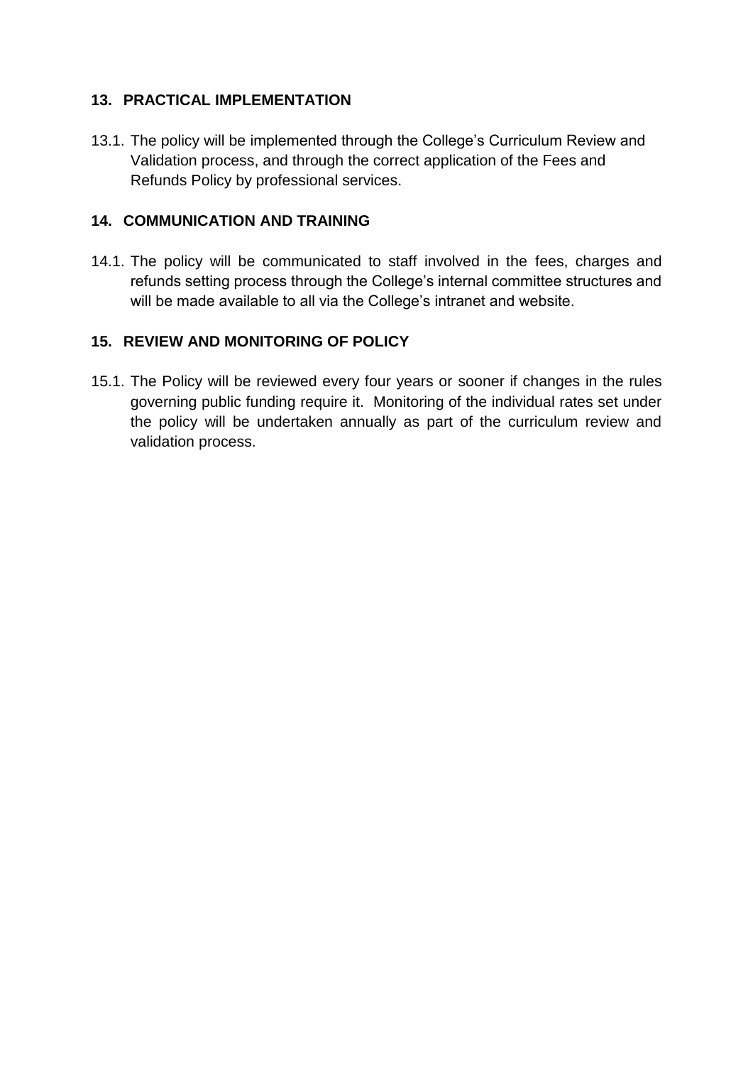## 13. PRACTICAL IMPLEMENTATION

13.1. The policy will be implemented through the College's Curriculum Review and Validation process, and through the correct application of the Fees and Refunds Policy by professional services.

## 14. COMMUNICATION AND TRAINING

14.1. The policy will be communicated to staff involved in the fees, charges and refunds setting process through the College's internal committee structures and will be made available to all via the College's intranet and website.

## 15. REVIEW AND MONITORING OF POLICY

15.1. The Policy will be reviewed every four years or sooner if changes in the rules governing public funding require it. Monitoring of the individual rates set under the policy will be undertaken annually as part of the curriculum review and validation process.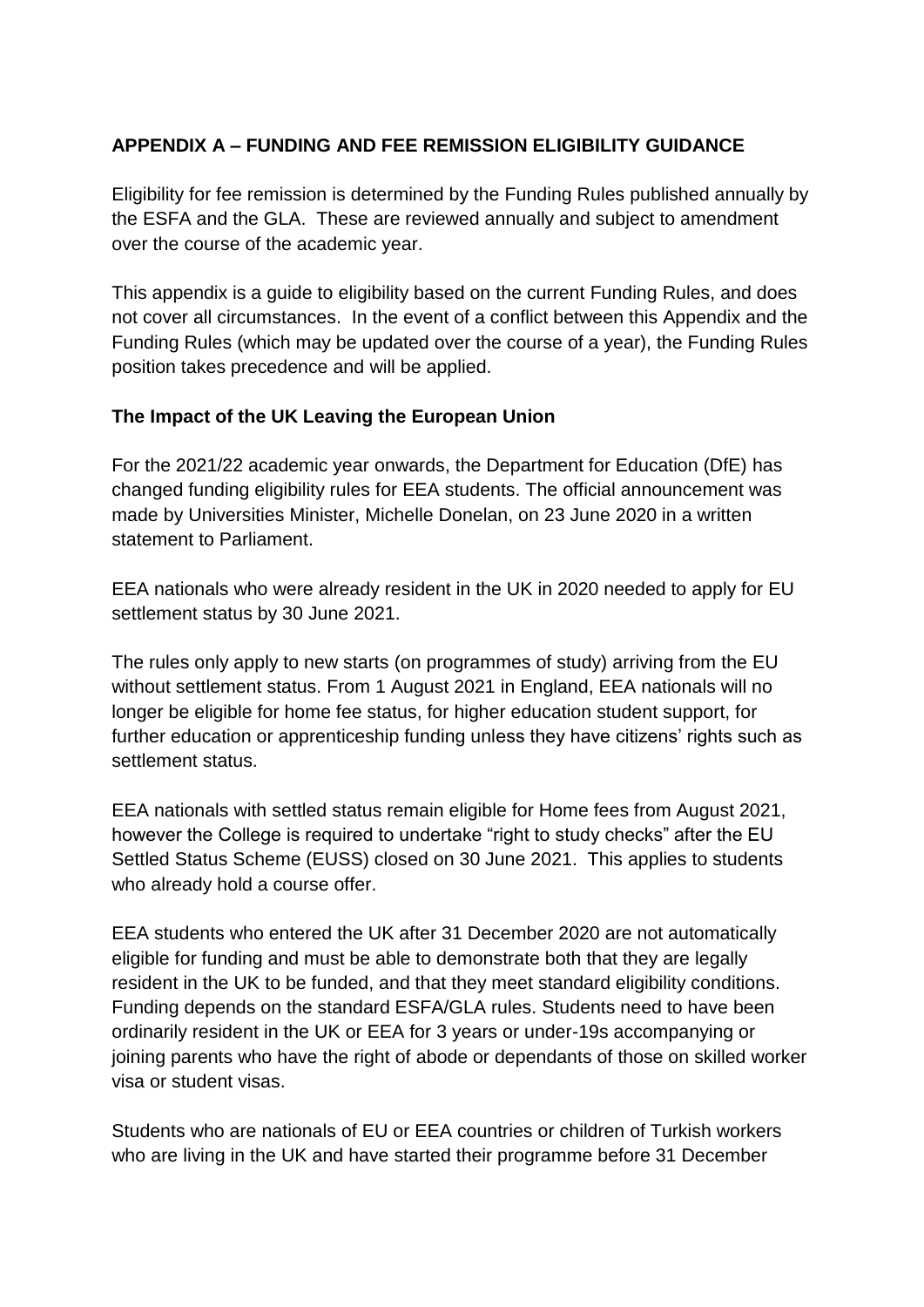## APPENDIX A – FUNDING AND FEE REMISSION ELIGIBILITY GUIDANCE

Eligibility for fee remission is determined by the Funding Rules published annually by the ESFA and the GLA. These are reviewed annually and subject to amendment over the course of the academic year.

This appendix is a guide to eligibility based on the current Funding Rules, and does not cover all circumstances. In the event of a conflict between this Appendix and the Funding Rules (which may be updated over the course of a year), the Funding Rules position takes precedence and will be applied.

### The Impact of the UK Leaving the European Union

For the 2021/22 academic year onwards, the Department for Education (DfE) has changed funding eligibility rules for EEA students. The official announcement was made by Universities Minister, Michelle Donelan, on 23 June 2020 in a written statement to Parliament.

EEA nationals who were already resident in the UK in 2020 needed to apply for EU settlement status by 30 June 2021.

The rules only apply to new starts (on programmes of study) arriving from the EU without settlement status. From 1 August 2021 in England, EEA nationals will no longer be eligible for home fee status, for higher education student support, for further education or apprenticeship funding unless they have citizens' rights such as settlement status.

EEA nationals with settled status remain eligible for Home fees from August 2021, however the College is required to undertake "right to study checks" after the EU Settled Status Scheme (EUSS) closed on 30 June 2021. This applies to students who already hold a course offer.

EEA students who entered the UK after 31 December 2020 are not automatically eligible for funding and must be able to demonstrate both that they are legally resident in the UK to be funded, and that they meet standard eligibility conditions. Funding depends on the standard ESFA/GLA rules. Students need to have been ordinarily resident in the UK or EEA for 3 years or under-19s accompanying or joining parents who have the right of abode or dependants of those on skilled worker visa or student visas.

Students who are nationals of EU or EEA countries or children of Turkish workers who are living in the UK and have started their programme before 31 December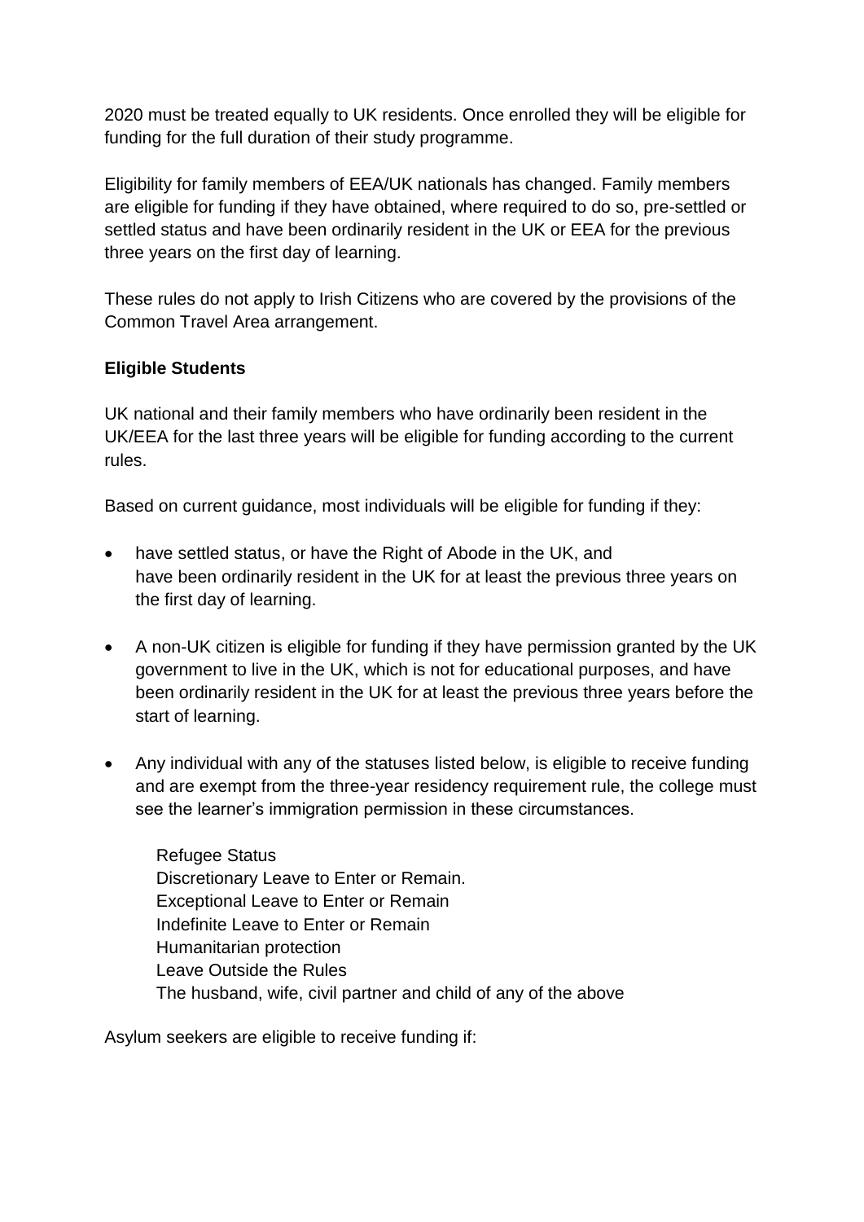2020 must be treated equally to UK residents. Once enrolled they will be eligible for funding for the full duration of their study programme.

Eligibility for family members of EEA/UK nationals has changed. Family members are eligible for funding if they have obtained, where required to do so, pre-settled or settled status and have been ordinarily resident in the UK or EEA for the previous three years on the first day of learning.

These rules do not apply to Irish Citizens who are covered by the provisions of the Common Travel Area arrangement.

**Eligible Students**

UK national and their family members who have ordinarily been resident in the UK/EEA for the last three years will be eligible for funding according to the current rules.

Based on current guidance, most individuals will be eligible for funding if they:

- have settled status, or have the Right of Abode in the UK, and have been ordinarily resident in the UK for at least the previous three years on the first day of learning.
- A non-UK citizen is eligible for funding if they have permission granted by the UK government to live in the UK, which is not for educational purposes, and have been ordinarily resident in the UK for at least the previous three years before the start of learning.
- Any individual with any of the statuses listed below, is eligible to receive funding and are exempt from the three-year residency requirement rule, the college must see the learner's immigration permission in these circumstances.

  Refugee Status
  Discretionary Leave to Enter or Remain.
  Exceptional Leave to Enter or Remain
  Indefinite Leave to Enter or Remain
  Humanitarian protection
  Leave Outside the Rules
  The husband, wife, civil partner and child of any of the above

Asylum seekers are eligible to receive funding if: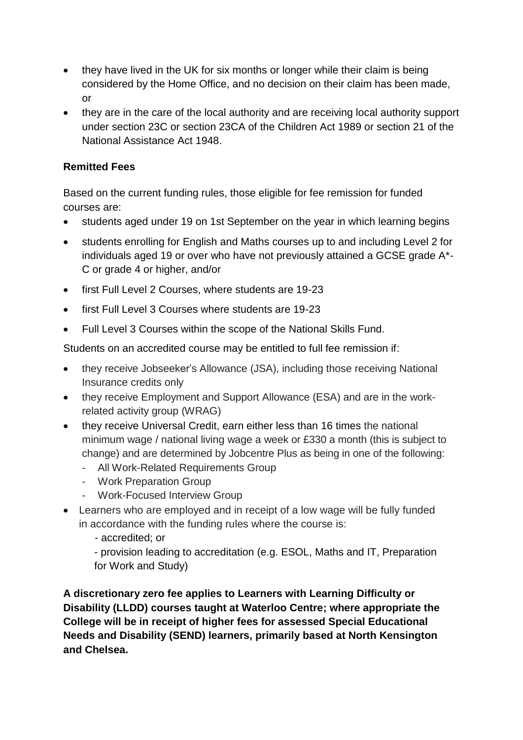- they have lived in the UK for six months or longer while their claim is being considered by the Home Office, and no decision on their claim has been made, or
- they are in the care of the local authority and are receiving local authority support under section 23C or section 23CA of the Children Act 1989 or section 21 of the National Assistance Act 1948.

**Remitted Fees**

Based on the current funding rules, those eligible for fee remission for funded courses are:

- students aged under 19 on 1st September on the year in which learning begins
- students enrolling for English and Maths courses up to and including Level 2 for individuals aged 19 or over who have not previously attained a GCSE grade A*-C or grade 4 or higher, and/or
- first Full Level 2 Courses, where students are 19-23
- first Full Level 3 Courses where students are 19-23
- Full Level 3 Courses within the scope of the National Skills Fund.

Students on an accredited course may be entitled to full fee remission if:

- they receive Jobseeker's Allowance (JSA), including those receiving National Insurance credits only
- they receive Employment and Support Allowance (ESA) and are in the work-related activity group (WRAG)
- they receive Universal Credit, earn either less than 16 times the national minimum wage / national living wage a week or £330 a month (this is subject to change) and are determined by Jobcentre Plus as being in one of the following:
  - All Work-Related Requirements Group
  - Work Preparation Group
  - Work-Focused Interview Group
- Learners who are employed and in receipt of a low wage will be fully funded in accordance with the funding rules where the course is:
  - accredited; or
  - provision leading to accreditation (e.g. ESOL, Maths and IT, Preparation for Work and Study)

**A discretionary zero fee applies to Learners with Learning Difficulty or Disability (LLDD) courses taught at Waterloo Centre; where appropriate the College will be in receipt of higher fees for assessed Special Educational Needs and Disability (SEND) learners, primarily based at North Kensington and Chelsea.**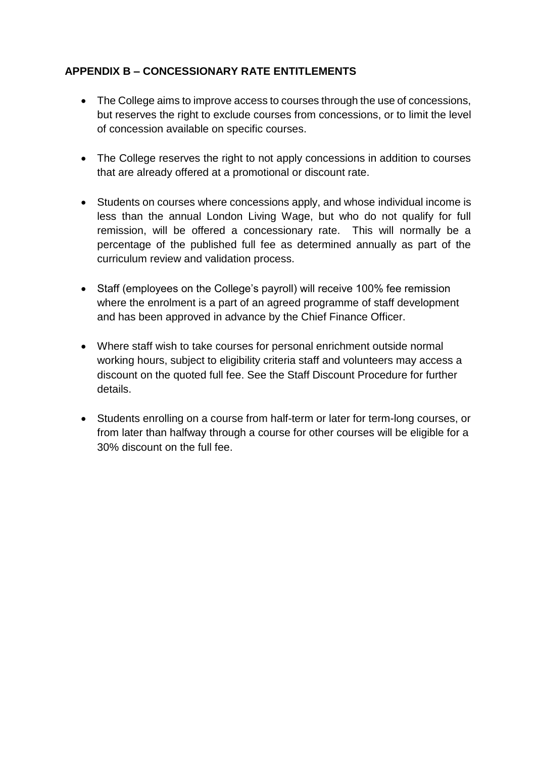## APPENDIX B – CONCESSIONARY RATE ENTITLEMENTS

- The College aims to improve access to courses through the use of concessions, but reserves the right to exclude courses from concessions, or to limit the level of concession available on specific courses.
- The College reserves the right to not apply concessions in addition to courses that are already offered at a promotional or discount rate.
- Students on courses where concessions apply, and whose individual income is less than the annual London Living Wage, but who do not qualify for full remission, will be offered a concessionary rate. This will normally be a percentage of the published full fee as determined annually as part of the curriculum review and validation process.
- Staff (employees on the College's payroll) will receive 100% fee remission where the enrolment is a part of an agreed programme of staff development and has been approved in advance by the Chief Finance Officer.
- Where staff wish to take courses for personal enrichment outside normal working hours, subject to eligibility criteria staff and volunteers may access a discount on the quoted full fee. See the Staff Discount Procedure for further details.
- Students enrolling on a course from half-term or later for term-long courses, or from later than halfway through a course for other courses will be eligible for a 30% discount on the full fee.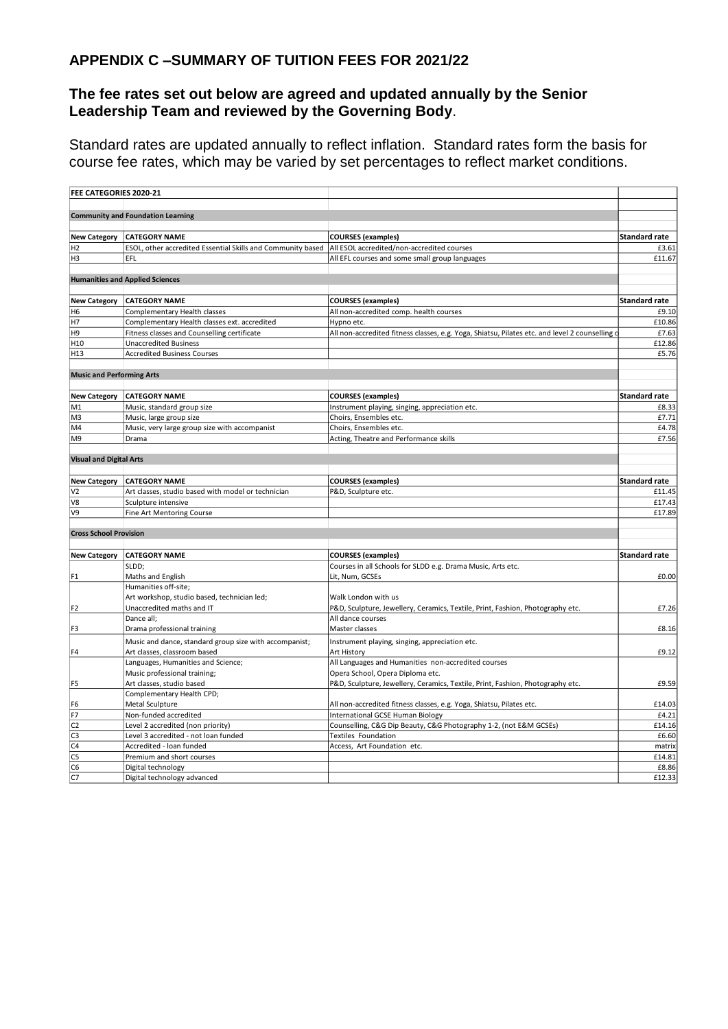## APPENDIX C –SUMMARY OF TUITION FEES FOR 2021/22

### The fee rates set out below are agreed and updated annually by the Senior Leadership Team and reviewed by the Governing Body.

Standard rates are updated annually to reflect inflation. Standard rates form the basis for course fee rates, which may be varied by set percentages to reflect market conditions.

| FEE CATEGORIES 2020-21 | | | |
|---|---|---|---|
| **Community and Foundation Learning** | | | |
| **New Category** | **CATEGORY NAME** | **COURSES (examples)** | **Standard rate** |
| H2 | ESOL, other accredited Essential Skills and Community based | All ESOL accredited/non-accredited courses | £3.61 |
| H3 | EFL | All EFL courses and some small group languages | £11.67 |
| **Humanities and Applied Sciences** | | | |
| **New Category** | **CATEGORY NAME** | **COURSES (examples)** | **Standard rate** |
| H6 | Complementary Health classes | All non-accredited comp. health courses | £9.10 |
| H7 | Complementary Health classes ext. accredited | Hypno etc. | £10.86 |
| H9 | Fitness classes and Counselling certificate | All non-accredited fitness classes, e.g. Yoga, Shiatsu, Pilates etc. and level 2 counselling c | £7.63 |
| H10 | Unaccredited Business | | £12.86 |
| H13 | Accredited Business Courses | | £5.76 |
| **Music and Performing Arts** | | | |
| **New Category** | **CATEGORY NAME** | **COURSES (examples)** | **Standard rate** |
| M1 | Music, standard group size | Instrument playing, singing, appreciation etc. | £8.33 |
| M3 | Music, large group size | Choirs, Ensembles etc. | £7.71 |
| M4 | Music, very large group size with accompanist | Choirs, Ensembles etc. | £4.78 |
| M9 | Drama | Acting, Theatre and Performance skills | £7.56 |
| **Visual and Digital Arts** | | | |
| **New Category** | **CATEGORY NAME** | **COURSES (examples)** | **Standard rate** |
| V2 | Art classes, studio based with model or technician | P&D, Sculpture etc. | £11.45 |
| V8 | Sculpture intensive | | £17.43 |
| V9 | Fine Art Mentoring Course | | £17.89 |
| **Cross School Provision** | | | |
| **New Category** | **CATEGORY NAME** | **COURSES (examples)** | **Standard rate** |
| F1 | SLDD; Maths and English | Courses in all Schools for SLDD e.g. Drama Music, Arts etc. Lit, Num, GCSEs | £0.00 |
| F2 | Humanities off-site; Art workshop, studio based, technician led; Unaccredited maths and IT | Walk London with us P&D, Sculpture, Jewellery, Ceramics, Textile, Print, Fashion, Photography etc. | £7.26 |
| F3 | Dance all; Drama professional training | All dance courses Master classes | £8.16 |
| F4 | Music and dance, standard group size with accompanist; Art classes, classroom based | Instrument playing, singing, appreciation etc. Art History | £9.12 |
| F5 | Languages, Humanities and Science; Music professional training; Art classes, studio based | All Languages and Humanities non-accredited courses Opera School, Opera Diploma etc. P&D, Sculpture, Jewellery, Ceramics, Textile, Print, Fashion, Photography etc. | £9.59 |
| F6 | Complementary Health CPD; Metal Sculpture | All non-accredited fitness classes, e.g. Yoga, Shiatsu, Pilates etc. | £14.03 |
| F7 | Non-funded accredited | International GCSE Human Biology | £4.21 |
| C2 | Level 2 accredited (non priority) | Counselling, C&G Dip Beauty, C&G Photography 1-2, (not E&M GCSEs) | £14.16 |
| C3 | Level 3 accredited - not loan funded | Textiles Foundation | £6.60 |
| C4 | Accredited - loan funded | Access, Art Foundation etc. | matrix |
| C5 | Premium and short courses | | £14.81 |
| C6 | Digital technology | | £8.86 |
| C7 | Digital technology advanced | | £12.33 |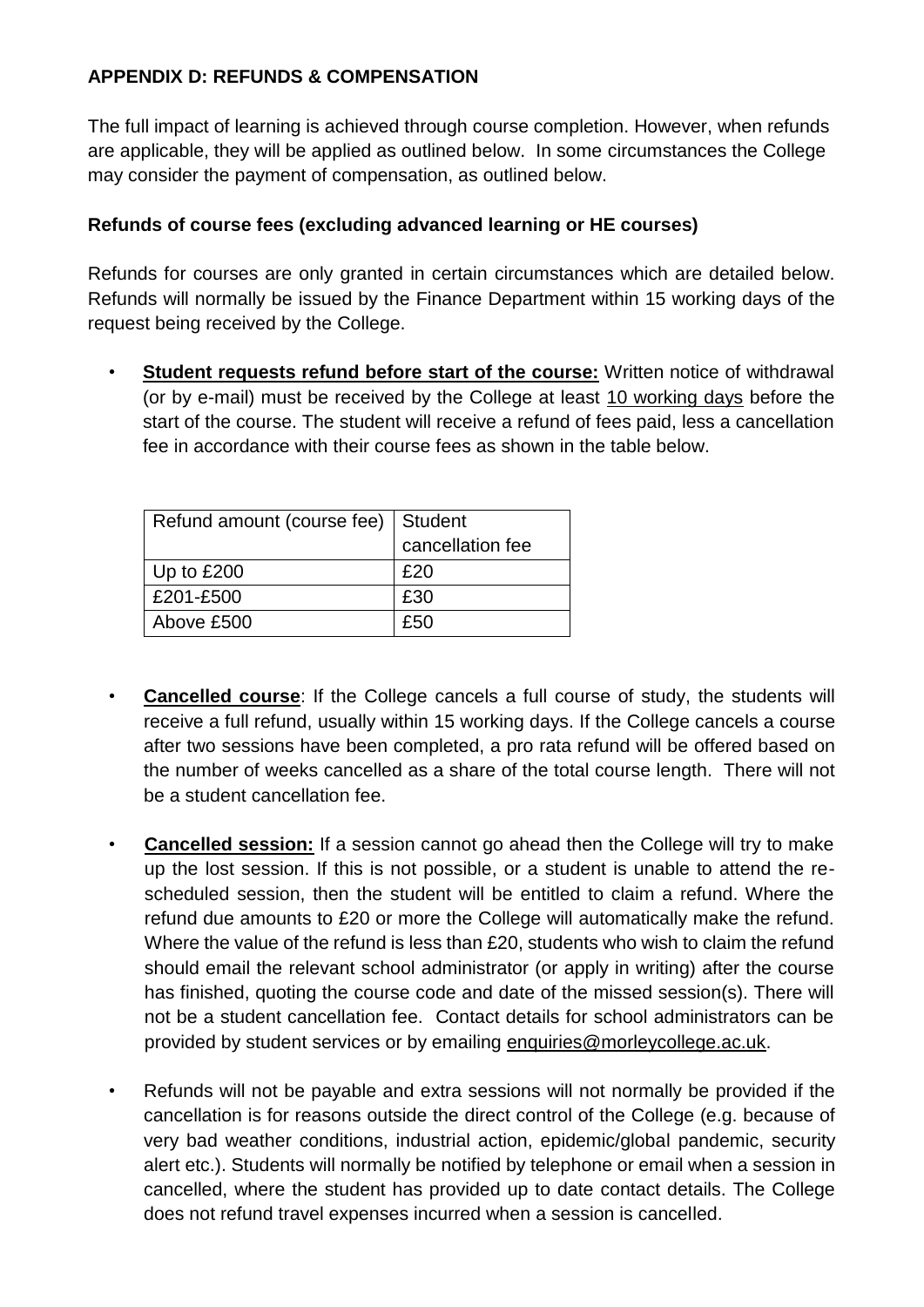## APPENDIX D: REFUNDS & COMPENSATION

The full impact of learning is achieved through course completion. However, when refunds are applicable, they will be applied as outlined below. In some circumstances the College may consider the payment of compensation, as outlined below.

### Refunds of course fees (excluding advanced learning or HE courses)

Refunds for courses are only granted in certain circumstances which are detailed below. Refunds will normally be issued by the Finance Department within 15 working days of the request being received by the College.

- **Student requests refund before start of the course:** Written notice of withdrawal (or by e-mail) must be received by the College at least 10 working days before the start of the course. The student will receive a refund of fees paid, less a cancellation fee in accordance with their course fees as shown in the table below.

| Refund amount (course fee) | Student cancellation fee |
|---|---|
| Up to £200 | £20 |
| £201-£500 | £30 |
| Above £500 | £50 |

- **Cancelled course**: If the College cancels a full course of study, the students will receive a full refund, usually within 15 working days. If the College cancels a course after two sessions have been completed, a pro rata refund will be offered based on the number of weeks cancelled as a share of the total course length. There will not be a student cancellation fee.

- **Cancelled session:** If a session cannot go ahead then the College will try to make up the lost session. If this is not possible, or a student is unable to attend the re-scheduled session, then the student will be entitled to claim a refund. Where the refund due amounts to £20 or more the College will automatically make the refund. Where the value of the refund is less than £20, students who wish to claim the refund should email the relevant school administrator (or apply in writing) after the course has finished, quoting the course code and date of the missed session(s). There will not be a student cancellation fee. Contact details for school administrators can be provided by student services or by emailing enquiries@morleycollege.ac.uk.

- Refunds will not be payable and extra sessions will not normally be provided if the cancellation is for reasons outside the direct control of the College (e.g. because of very bad weather conditions, industrial action, epidemic/global pandemic, security alert etc.). Students will normally be notified by telephone or email when a session in cancelled, where the student has provided up to date contact details. The College does not refund travel expenses incurred when a session is cancelled.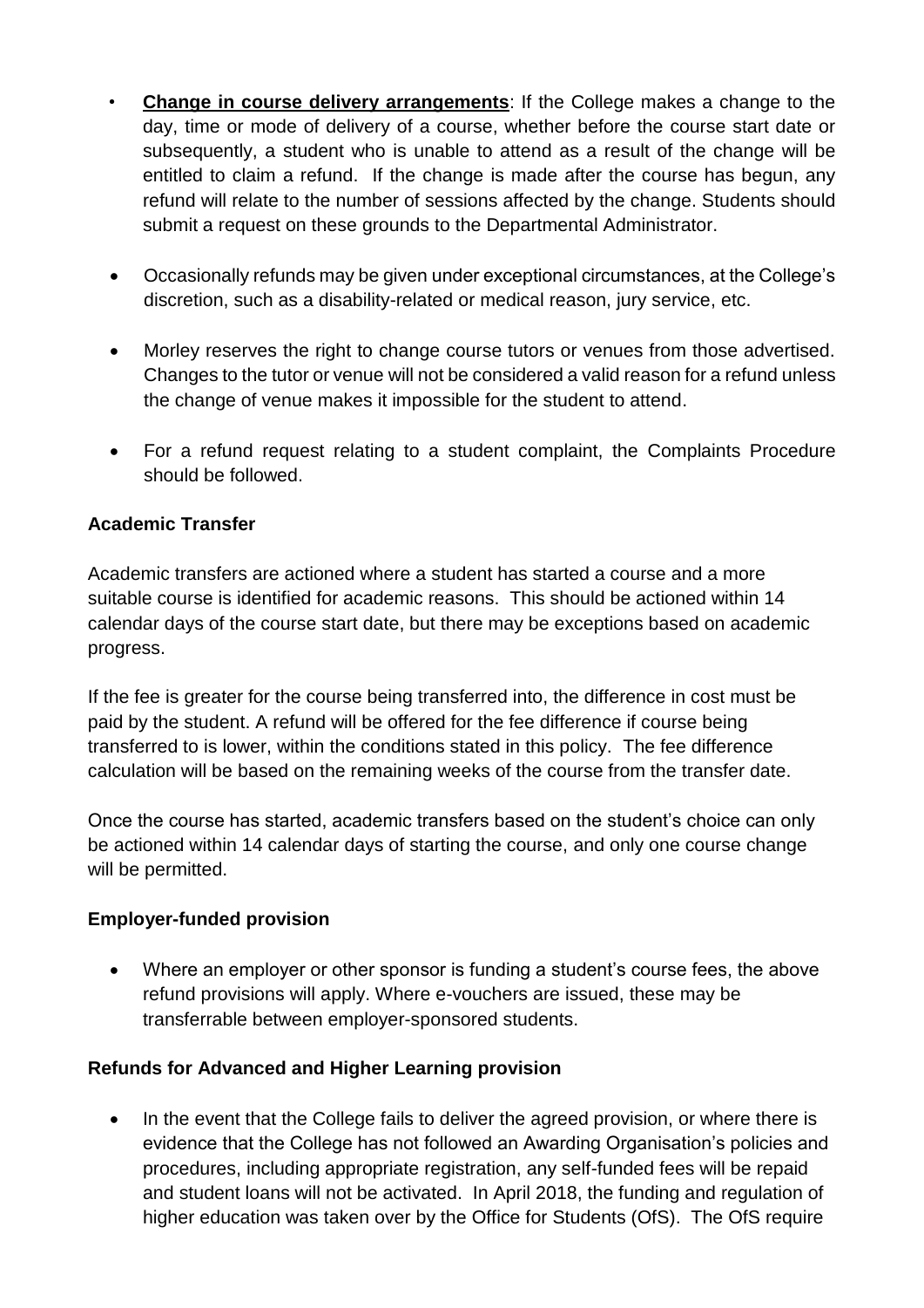- **Change in course delivery arrangements**: If the College makes a change to the day, time or mode of delivery of a course, whether before the course start date or subsequently, a student who is unable to attend as a result of the change will be entitled to claim a refund. If the change is made after the course has begun, any refund will relate to the number of sessions affected by the change. Students should submit a request on these grounds to the Departmental Administrator.

- Occasionally refunds may be given under exceptional circumstances, at the College's discretion, such as a disability-related or medical reason, jury service, etc.

- Morley reserves the right to change course tutors or venues from those advertised. Changes to the tutor or venue will not be considered a valid reason for a refund unless the change of venue makes it impossible for the student to attend.

- For a refund request relating to a student complaint, the Complaints Procedure should be followed.

**Academic Transfer**

Academic transfers are actioned where a student has started a course and a more suitable course is identified for academic reasons. This should be actioned within 14 calendar days of the course start date, but there may be exceptions based on academic progress.

If the fee is greater for the course being transferred into, the difference in cost must be paid by the student. A refund will be offered for the fee difference if course being transferred to is lower, within the conditions stated in this policy. The fee difference calculation will be based on the remaining weeks of the course from the transfer date.

Once the course has started, academic transfers based on the student's choice can only be actioned within 14 calendar days of starting the course, and only one course change will be permitted.

**Employer-funded provision**

- Where an employer or other sponsor is funding a student's course fees, the above refund provisions will apply. Where e-vouchers are issued, these may be transferrable between employer-sponsored students.

**Refunds for Advanced and Higher Learning provision**

- In the event that the College fails to deliver the agreed provision, or where there is evidence that the College has not followed an Awarding Organisation's policies and procedures, including appropriate registration, any self-funded fees will be repaid and student loans will not be activated. In April 2018, the funding and regulation of higher education was taken over by the Office for Students (OfS). The OfS require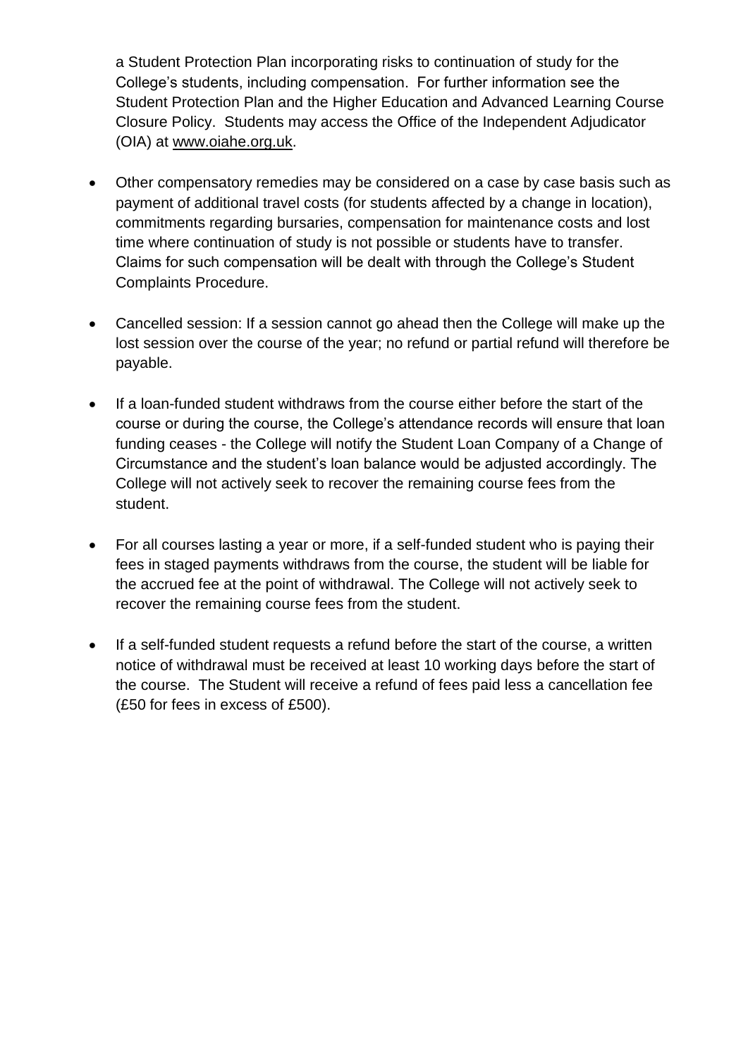a Student Protection Plan incorporating risks to continuation of study for the College's students, including compensation. For further information see the Student Protection Plan and the Higher Education and Advanced Learning Course Closure Policy. Students may access the Office of the Independent Adjudicator (OIA) at [www.oiahe.org.uk](http://www.oiahe.org.uk).

- Other compensatory remedies may be considered on a case by case basis such as payment of additional travel costs (for students affected by a change in location), commitments regarding bursaries, compensation for maintenance costs and lost time where continuation of study is not possible or students have to transfer. Claims for such compensation will be dealt with through the College's Student Complaints Procedure.

- Cancelled session: If a session cannot go ahead then the College will make up the lost session over the course of the year; no refund or partial refund will therefore be payable.

- If a loan-funded student withdraws from the course either before the start of the course or during the course, the College's attendance records will ensure that loan funding ceases - the College will notify the Student Loan Company of a Change of Circumstance and the student's loan balance would be adjusted accordingly. The College will not actively seek to recover the remaining course fees from the student.

- For all courses lasting a year or more, if a self-funded student who is paying their fees in staged payments withdraws from the course, the student will be liable for the accrued fee at the point of withdrawal. The College will not actively seek to recover the remaining course fees from the student.

- If a self-funded student requests a refund before the start of the course, a written notice of withdrawal must be received at least 10 working days before the start of the course. The Student will receive a refund of fees paid less a cancellation fee (£50 for fees in excess of £500).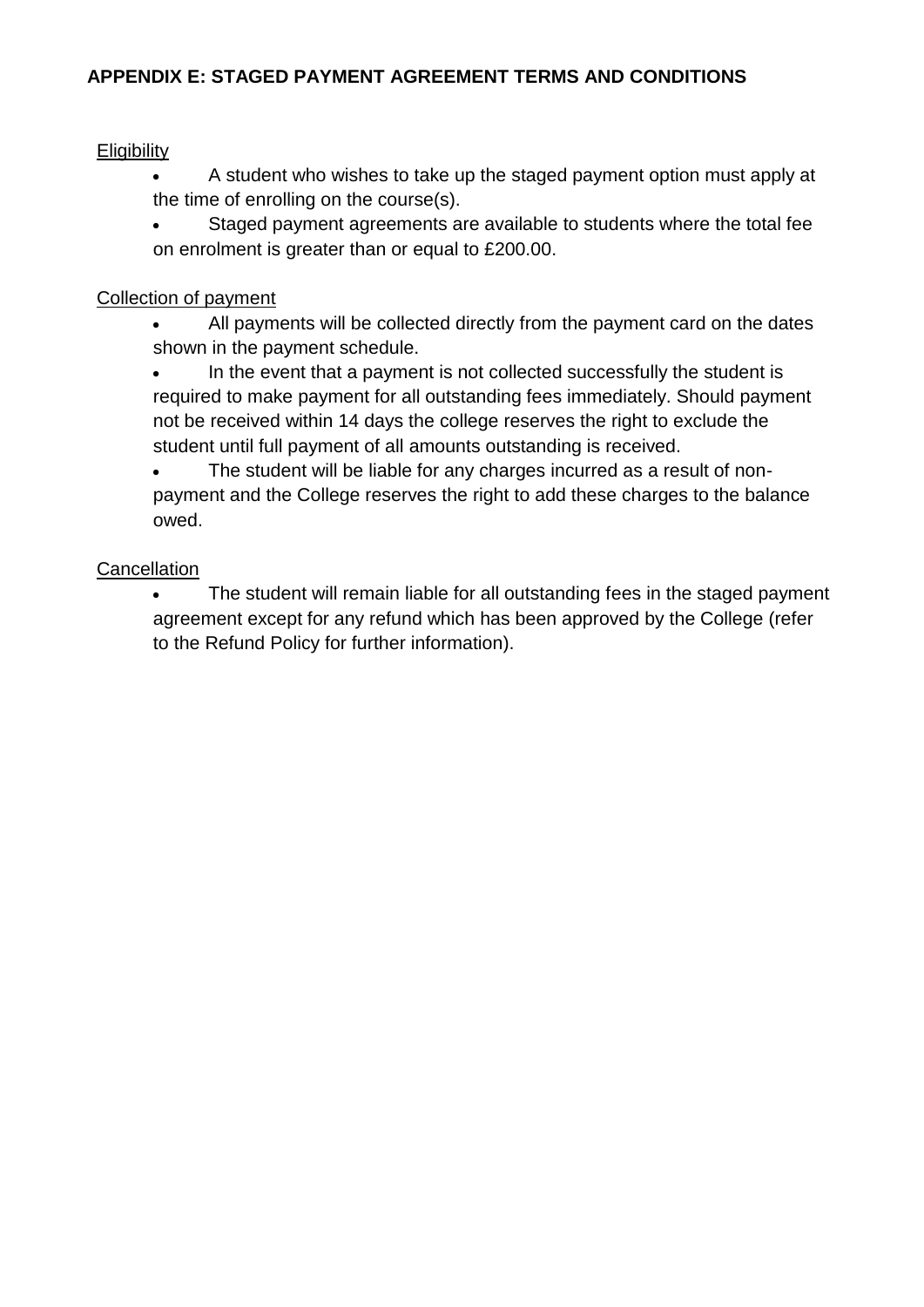## APPENDIX E: STAGED PAYMENT AGREEMENT TERMS AND CONDITIONS

Eligibility

- A student who wishes to take up the staged payment option must apply at the time of enrolling on the course(s).
- Staged payment agreements are available to students where the total fee on enrolment is greater than or equal to £200.00.

Collection of payment

- All payments will be collected directly from the payment card on the dates shown in the payment schedule.
- In the event that a payment is not collected successfully the student is required to make payment for all outstanding fees immediately. Should payment not be received within 14 days the college reserves the right to exclude the student until full payment of all amounts outstanding is received.
- The student will be liable for any charges incurred as a result of non-payment and the College reserves the right to add these charges to the balance owed.

Cancellation

- The student will remain liable for all outstanding fees in the staged payment agreement except for any refund which has been approved by the College (refer to the Refund Policy for further information).